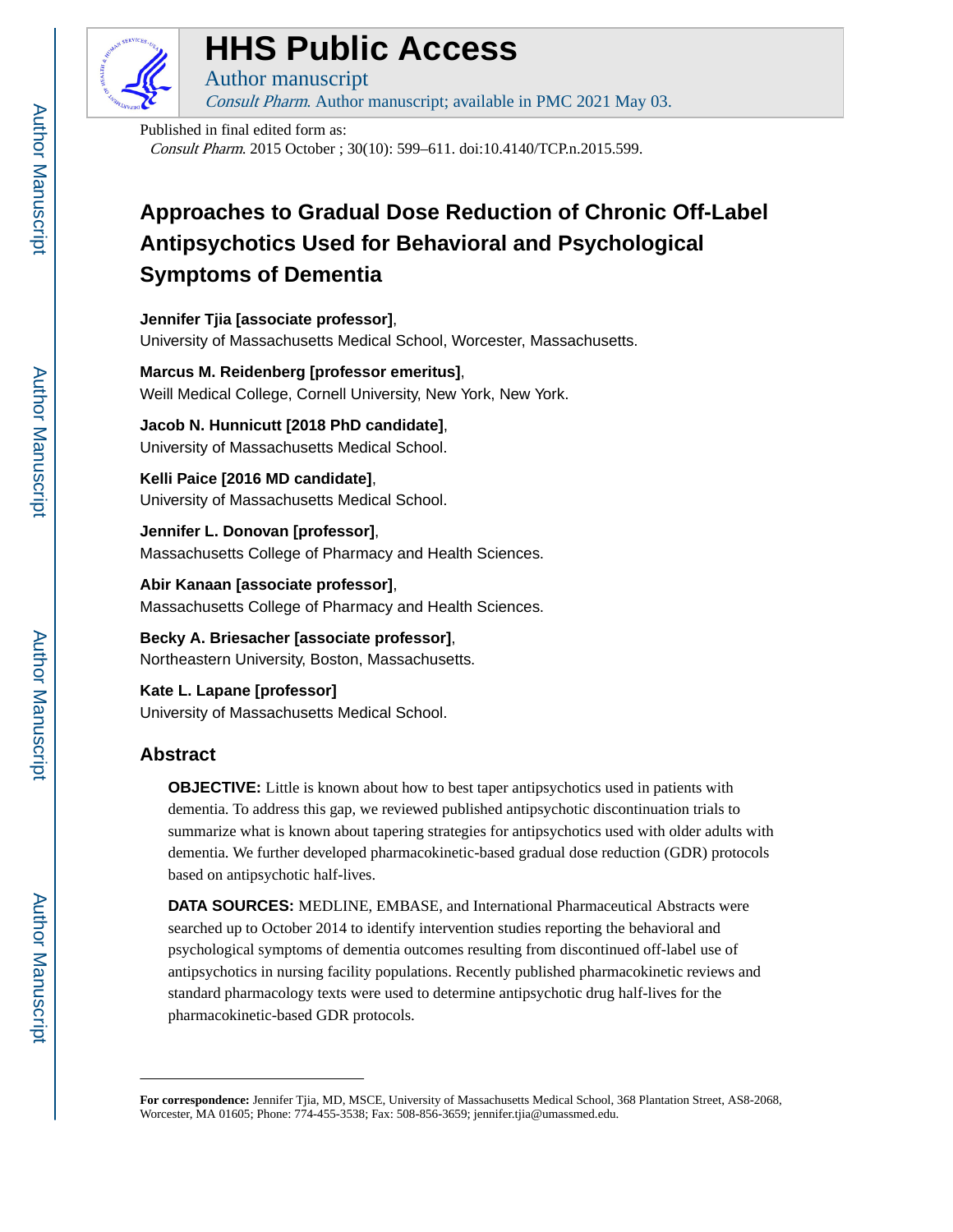# HHS Public Access

Author manuscript

*Consult Pharm*. Author manuscript; available in PMC 2021 May 03.

Published in final edited form as:

*Consult Pharm*. 2015 October ; 30(10): 599–611. doi:10.4140/TCP.n.2015.599.

# Approaches to Gradual Dose Reduction of Chronic Off-Label Antipsychotics Used for Behavioral and Psychological Symptoms of Dementia

**Jennifer Tjia [associate professor]**,
University of Massachusetts Medical School, Worcester, Massachusetts.

**Marcus M. Reidenberg [professor emeritus]**,
Weill Medical College, Cornell University, New York, New York.

**Jacob N. Hunnicutt [2018 PhD candidate]**,
University of Massachusetts Medical School.

**Kelli Paice [2016 MD candidate]**,
University of Massachusetts Medical School.

**Jennifer L. Donovan [professor]**,
Massachusetts College of Pharmacy and Health Sciences.

**Abir Kanaan [associate professor]**,
Massachusetts College of Pharmacy and Health Sciences.

**Becky A. Briesacher [associate professor]**,
Northeastern University, Boston, Massachusetts.

**Kate L. Lapane [professor]**
University of Massachusetts Medical School.

## Abstract

**OBJECTIVE:** Little is known about how to best taper antipsychotics used in patients with dementia. To address this gap, we reviewed published antipsychotic discontinuation trials to summarize what is known about tapering strategies for antipsychotics used with older adults with dementia. We further developed pharmacokinetic-based gradual dose reduction (GDR) protocols based on antipsychotic half-lives.

**DATA SOURCES:** MEDLINE, EMBASE, and International Pharmaceutical Abstracts were searched up to October 2014 to identify intervention studies reporting the behavioral and psychological symptoms of dementia outcomes resulting from discontinued off-label use of antipsychotics in nursing facility populations. Recently published pharmacokinetic reviews and standard pharmacology texts were used to determine antipsychotic drug half-lives for the pharmacokinetic-based GDR protocols.

---

**For correspondence:** Jennifer Tjia, MD, MSCE, University of Massachusetts Medical School, 368 Plantation Street, AS8-2068, Worcester, MA 01605; Phone: 774-455-3538; Fax: 508-856-3659; jennifer.tjia@umassmed.edu.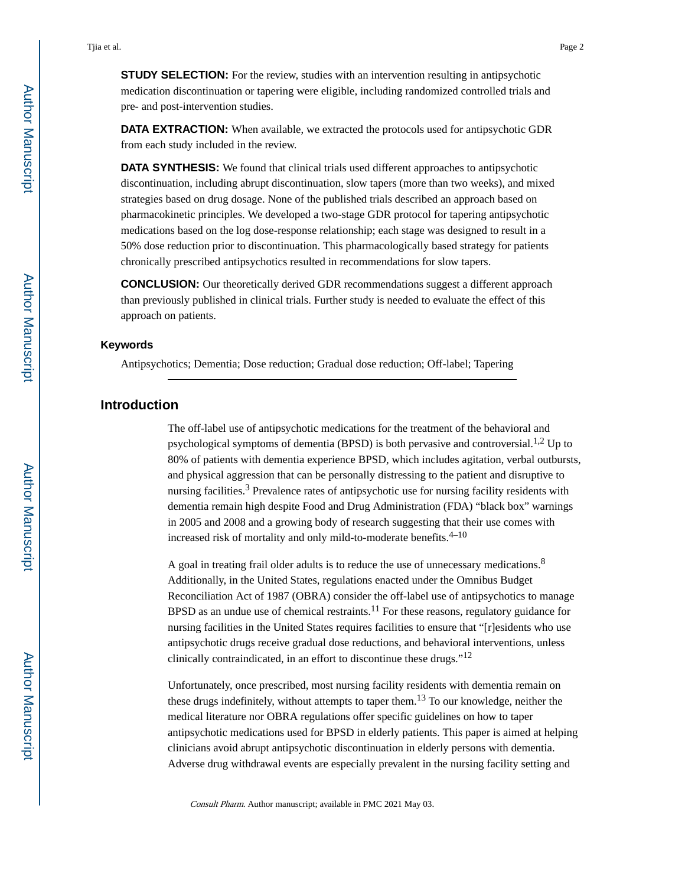**STUDY SELECTION:** For the review, studies with an intervention resulting in antipsychotic medication discontinuation or tapering were eligible, including randomized controlled trials and pre- and post-intervention studies.

**DATA EXTRACTION:** When available, we extracted the protocols used for antipsychotic GDR from each study included in the review.

**DATA SYNTHESIS:** We found that clinical trials used different approaches to antipsychotic discontinuation, including abrupt discontinuation, slow tapers (more than two weeks), and mixed strategies based on drug dosage. None of the published trials described an approach based on pharmacokinetic principles. We developed a two-stage GDR protocol for tapering antipsychotic medications based on the log dose-response relationship; each stage was designed to result in a 50% dose reduction prior to discontinuation. This pharmacologically based strategy for patients chronically prescribed antipsychotics resulted in recommendations for slow tapers.

**CONCLUSION:** Our theoretically derived GDR recommendations suggest a different approach than previously published in clinical trials. Further study is needed to evaluate the effect of this approach on patients.

### Keywords

Antipsychotics; Dementia; Dose reduction; Gradual dose reduction; Off-label; Tapering

## Introduction

The off-label use of antipsychotic medications for the treatment of the behavioral and psychological symptoms of dementia (BPSD) is both pervasive and controversial.[1,2] Up to 80% of patients with dementia experience BPSD, which includes agitation, verbal outbursts, and physical aggression that can be personally distressing to the patient and disruptive to nursing facilities.[3] Prevalence rates of antipsychotic use for nursing facility residents with dementia remain high despite Food and Drug Administration (FDA) "black box" warnings in 2005 and 2008 and a growing body of research suggesting that their use comes with increased risk of mortality and only mild-to-moderate benefits.[4–10]

A goal in treating frail older adults is to reduce the use of unnecessary medications.[8] Additionally, in the United States, regulations enacted under the Omnibus Budget Reconciliation Act of 1987 (OBRA) consider the off-label use of antipsychotics to manage BPSD as an undue use of chemical restraints.[11] For these reasons, regulatory guidance for nursing facilities in the United States requires facilities to ensure that "[r]esidents who use antipsychotic drugs receive gradual dose reductions, and behavioral interventions, unless clinically contraindicated, in an effort to discontinue these drugs."[12]

Unfortunately, once prescribed, most nursing facility residents with dementia remain on these drugs indefinitely, without attempts to taper them.[13] To our knowledge, neither the medical literature nor OBRA regulations offer specific guidelines on how to taper antipsychotic medications used for BPSD in elderly patients. This paper is aimed at helping clinicians avoid abrupt antipsychotic discontinuation in elderly persons with dementia. Adverse drug withdrawal events are especially prevalent in the nursing facility setting and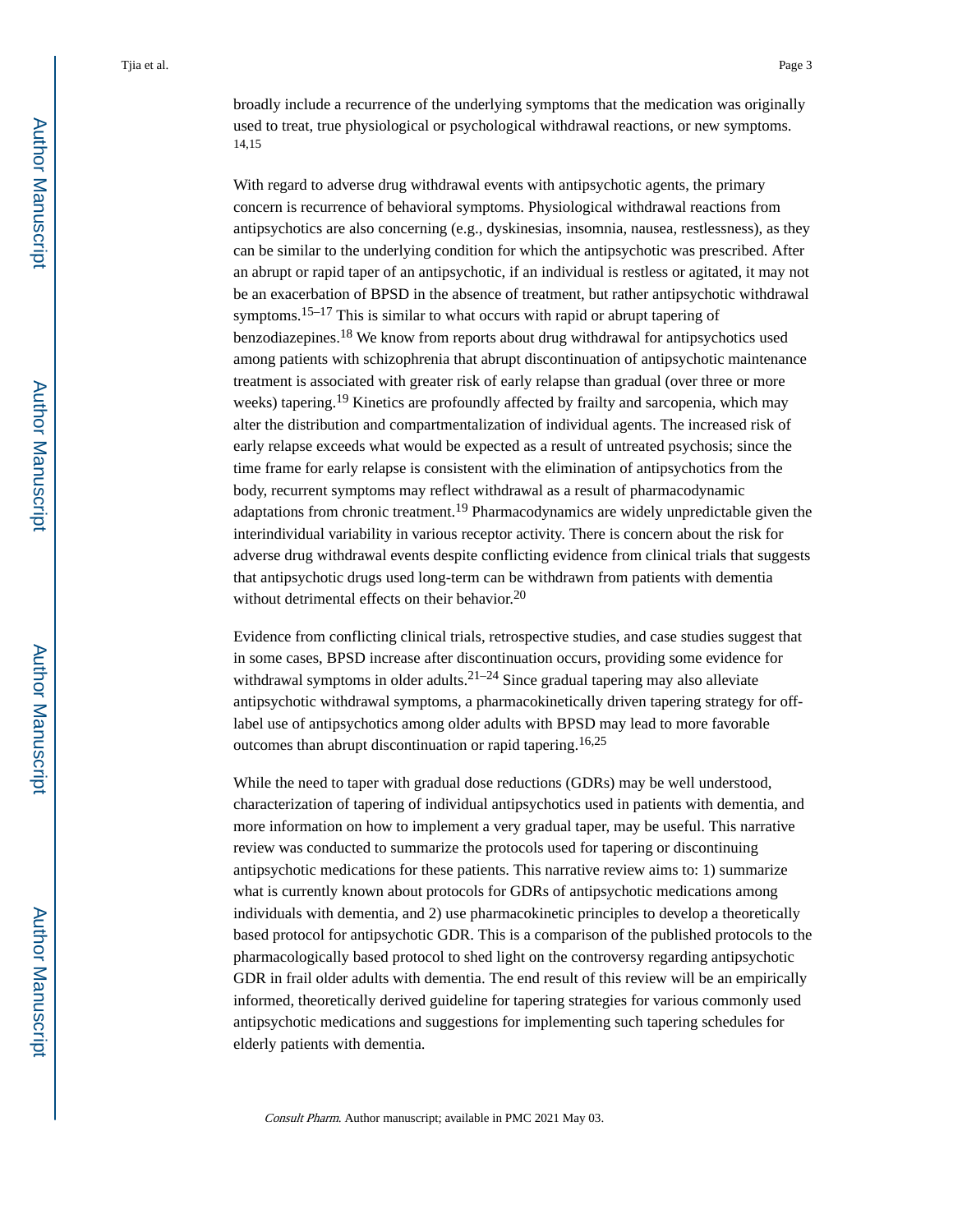broadly include a recurrence of the underlying symptoms that the medication was originally used to treat, true physiological or psychological withdrawal reactions, or new symptoms.[14,15]

With regard to adverse drug withdrawal events with antipsychotic agents, the primary concern is recurrence of behavioral symptoms. Physiological withdrawal reactions from antipsychotics are also concerning (e.g., dyskinesias, insomnia, nausea, restlessness), as they can be similar to the underlying condition for which the antipsychotic was prescribed. After an abrupt or rapid taper of an antipsychotic, if an individual is restless or agitated, it may not be an exacerbation of BPSD in the absence of treatment, but rather antipsychotic withdrawal symptoms.[15–17] This is similar to what occurs with rapid or abrupt tapering of benzodiazepines.[18] We know from reports about drug withdrawal for antipsychotics used among patients with schizophrenia that abrupt discontinuation of antipsychotic maintenance treatment is associated with greater risk of early relapse than gradual (over three or more weeks) tapering.[19] Kinetics are profoundly affected by frailty and sarcopenia, which may alter the distribution and compartmentalization of individual agents. The increased risk of early relapse exceeds what would be expected as a result of untreated psychosis; since the time frame for early relapse is consistent with the elimination of antipsychotics from the body, recurrent symptoms may reflect withdrawal as a result of pharmacodynamic adaptations from chronic treatment.[19] Pharmacodynamics are widely unpredictable given the interindividual variability in various receptor activity. There is concern about the risk for adverse drug withdrawal events despite conflicting evidence from clinical trials that suggests that antipsychotic drugs used long-term can be withdrawn from patients with dementia without detrimental effects on their behavior.[20]

Evidence from conflicting clinical trials, retrospective studies, and case studies suggest that in some cases, BPSD increase after discontinuation occurs, providing some evidence for withdrawal symptoms in older adults.[21–24] Since gradual tapering may also alleviate antipsychotic withdrawal symptoms, a pharmacokinetically driven tapering strategy for off-label use of antipsychotics among older adults with BPSD may lead to more favorable outcomes than abrupt discontinuation or rapid tapering.[16,25]

While the need to taper with gradual dose reductions (GDRs) may be well understood, characterization of tapering of individual antipsychotics used in patients with dementia, and more information on how to implement a very gradual taper, may be useful. This narrative review was conducted to summarize the protocols used for tapering or discontinuing antipsychotic medications for these patients. This narrative review aims to: 1) summarize what is currently known about protocols for GDRs of antipsychotic medications among individuals with dementia, and 2) use pharmacokinetic principles to develop a theoretically based protocol for antipsychotic GDR. This is a comparison of the published protocols to the pharmacologically based protocol to shed light on the controversy regarding antipsychotic GDR in frail older adults with dementia. The end result of this review will be an empirically informed, theoretically derived guideline for tapering strategies for various commonly used antipsychotic medications and suggestions for implementing such tapering schedules for elderly patients with dementia.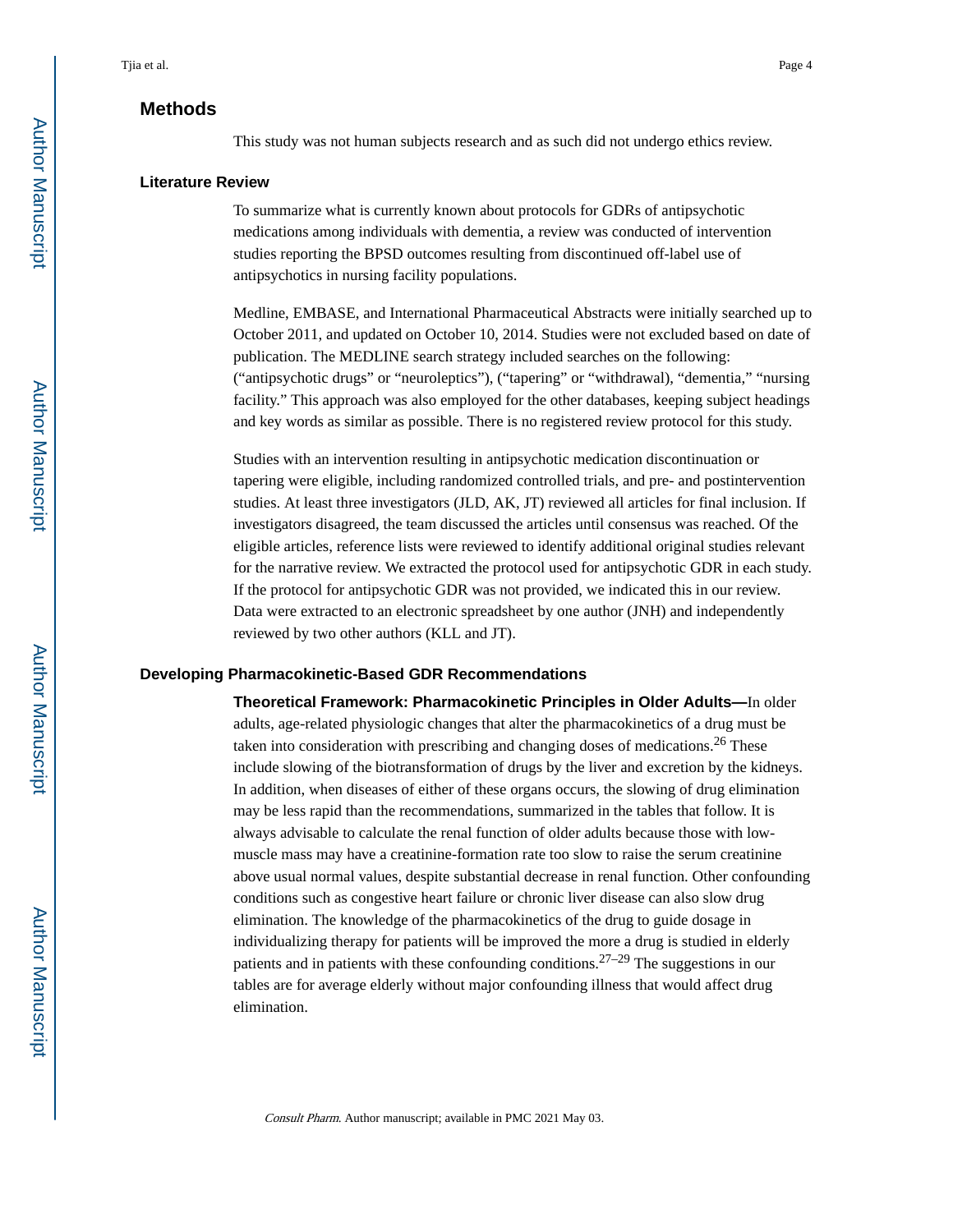## Methods

This study was not human subjects research and as such did not undergo ethics review.

### Literature Review

To summarize what is currently known about protocols for GDRs of antipsychotic medications among individuals with dementia, a review was conducted of intervention studies reporting the BPSD outcomes resulting from discontinued off-label use of antipsychotics in nursing facility populations.

Medline, EMBASE, and International Pharmaceutical Abstracts were initially searched up to October 2011, and updated on October 10, 2014. Studies were not excluded based on date of publication. The MEDLINE search strategy included searches on the following: (“antipsychotic drugs” or “neuroleptics”), (“tapering” or “withdrawal), “dementia,” “nursing facility.” This approach was also employed for the other databases, keeping subject headings and key words as similar as possible. There is no registered review protocol for this study.

Studies with an intervention resulting in antipsychotic medication discontinuation or tapering were eligible, including randomized controlled trials, and pre- and postintervention studies. At least three investigators (JLD, AK, JT) reviewed all articles for final inclusion. If investigators disagreed, the team discussed the articles until consensus was reached. Of the eligible articles, reference lists were reviewed to identify additional original studies relevant for the narrative review. We extracted the protocol used for antipsychotic GDR in each study. If the protocol for antipsychotic GDR was not provided, we indicated this in our review. Data were extracted to an electronic spreadsheet by one author (JNH) and independently reviewed by two other authors (KLL and JT).

### Developing Pharmacokinetic-Based GDR Recommendations

**Theoretical Framework: Pharmacokinetic Principles in Older Adults—**In older adults, age-related physiologic changes that alter the pharmacokinetics of a drug must be taken into consideration with prescribing and changing doses of medications.[26] These include slowing of the biotransformation of drugs by the liver and excretion by the kidneys. In addition, when diseases of either of these organs occurs, the slowing of drug elimination may be less rapid than the recommendations, summarized in the tables that follow. It is always advisable to calculate the renal function of older adults because those with low-muscle mass may have a creatinine-formation rate too slow to raise the serum creatinine above usual normal values, despite substantial decrease in renal function. Other confounding conditions such as congestive heart failure or chronic liver disease can also slow drug elimination. The knowledge of the pharmacokinetics of the drug to guide dosage in individualizing therapy for patients will be improved the more a drug is studied in elderly patients and in patients with these confounding conditions.[27–29] The suggestions in our tables are for average elderly without major confounding illness that would affect drug elimination.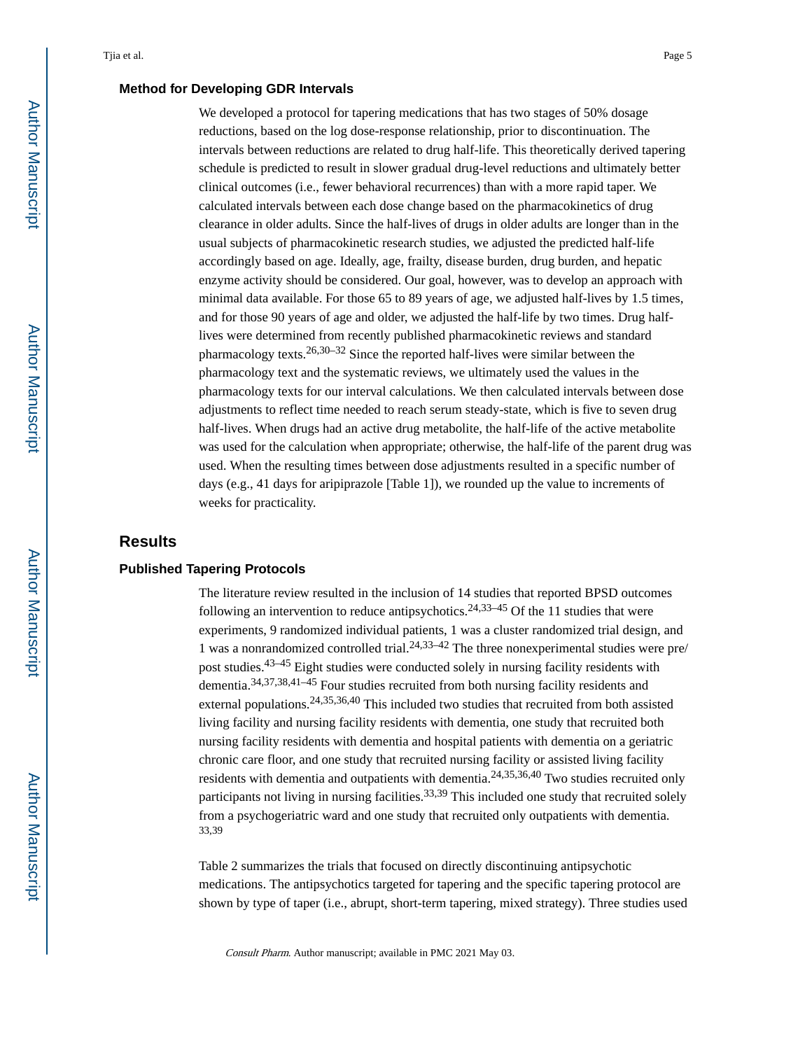### Method for Developing GDR Intervals

We developed a protocol for tapering medications that has two stages of 50% dosage reductions, based on the log dose-response relationship, prior to discontinuation. The intervals between reductions are related to drug half-life. This theoretically derived tapering schedule is predicted to result in slower gradual drug-level reductions and ultimately better clinical outcomes (i.e., fewer behavioral recurrences) than with a more rapid taper. We calculated intervals between each dose change based on the pharmacokinetics of drug clearance in older adults. Since the half-lives of drugs in older adults are longer than in the usual subjects of pharmacokinetic research studies, we adjusted the predicted half-life accordingly based on age. Ideally, age, frailty, disease burden, drug burden, and hepatic enzyme activity should be considered. Our goal, however, was to develop an approach with minimal data available. For those 65 to 89 years of age, we adjusted half-lives by 1.5 times, and for those 90 years of age and older, we adjusted the half-life by two times. Drug half-lives were determined from recently published pharmacokinetic reviews and standard pharmacology texts.[26,30–32] Since the reported half-lives were similar between the pharmacology text and the systematic reviews, we ultimately used the values in the pharmacology texts for our interval calculations. We then calculated intervals between dose adjustments to reflect time needed to reach serum steady-state, which is five to seven drug half-lives. When drugs had an active drug metabolite, the half-life of the active metabolite was used for the calculation when appropriate; otherwise, the half-life of the parent drug was used. When the resulting times between dose adjustments resulted in a specific number of days (e.g., 41 days for aripiprazole [Table 1]), we rounded up the value to increments of weeks for practicality.

## Results

### Published Tapering Protocols

The literature review resulted in the inclusion of 14 studies that reported BPSD outcomes following an intervention to reduce antipsychotics.[24,33–45] Of the 11 studies that were experiments, 9 randomized individual patients, 1 was a cluster randomized trial design, and 1 was a nonrandomized controlled trial.[24,33–42] The three nonexperimental studies were pre/post studies.[43–45] Eight studies were conducted solely in nursing facility residents with dementia.[34,37,38,41–45] Four studies recruited from both nursing facility residents and external populations.[24,35,36,40] This included two studies that recruited from both assisted living facility and nursing facility residents with dementia, one study that recruited both nursing facility residents with dementia and hospital patients with dementia on a geriatric chronic care floor, and one study that recruited nursing facility or assisted living facility residents with dementia and outpatients with dementia.[24,35,36,40] Two studies recruited only participants not living in nursing facilities.[33,39] This included one study that recruited solely from a psychogeriatric ward and one study that recruited only outpatients with dementia.[33,39]

Table 2 summarizes the trials that focused on directly discontinuing antipsychotic medications. The antipsychotics targeted for tapering and the specific tapering protocol are shown by type of taper (i.e., abrupt, short-term tapering, mixed strategy). Three studies used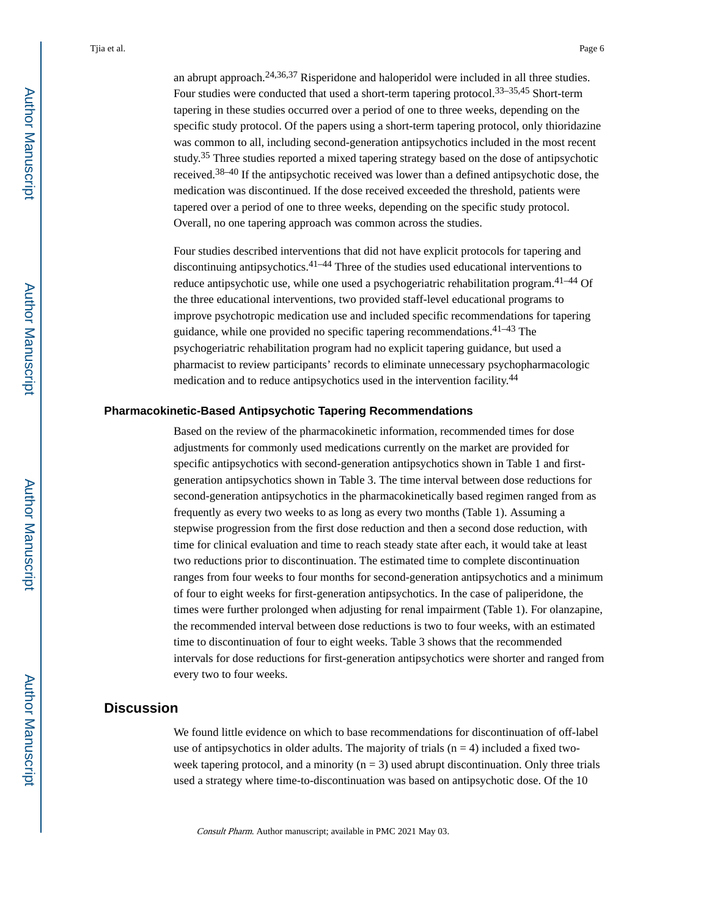an abrupt approach.[24,36,37] Risperidone and haloperidol were included in all three studies. Four studies were conducted that used a short-term tapering protocol.[33–35,45] Short-term tapering in these studies occurred over a period of one to three weeks, depending on the specific study protocol. Of the papers using a short-term tapering protocol, only thioridazine was common to all, including second-generation antipsychotics included in the most recent study.[35] Three studies reported a mixed tapering strategy based on the dose of antipsychotic received.[38–40] If the antipsychotic received was lower than a defined antipsychotic dose, the medication was discontinued. If the dose received exceeded the threshold, patients were tapered over a period of one to three weeks, depending on the specific study protocol. Overall, no one tapering approach was common across the studies.

Four studies described interventions that did not have explicit protocols for tapering and discontinuing antipsychotics.[41–44] Three of the studies used educational interventions to reduce antipsychotic use, while one used a psychogeriatric rehabilitation program.[41–44] Of the three educational interventions, two provided staff-level educational programs to improve psychotropic medication use and included specific recommendations for tapering guidance, while one provided no specific tapering recommendations.[41–43] The psychogeriatric rehabilitation program had no explicit tapering guidance, but used a pharmacist to review participants' records to eliminate unnecessary psychopharmacologic medication and to reduce antipsychotics used in the intervention facility.[44]

### Pharmacokinetic-Based Antipsychotic Tapering Recommendations

Based on the review of the pharmacokinetic information, recommended times for dose adjustments for commonly used medications currently on the market are provided for specific antipsychotics with second-generation antipsychotics shown in Table 1 and first-generation antipsychotics shown in Table 3. The time interval between dose reductions for second-generation antipsychotics in the pharmacokinetically based regimen ranged from as frequently as every two weeks to as long as every two months (Table 1). Assuming a stepwise progression from the first dose reduction and then a second dose reduction, with time for clinical evaluation and time to reach steady state after each, it would take at least two reductions prior to discontinuation. The estimated time to complete discontinuation ranges from four weeks to four months for second-generation antipsychotics and a minimum of four to eight weeks for first-generation antipsychotics. In the case of paliperidone, the times were further prolonged when adjusting for renal impairment (Table 1). For olanzapine, the recommended interval between dose reductions is two to four weeks, with an estimated time to discontinuation of four to eight weeks. Table 3 shows that the recommended intervals for dose reductions for first-generation antipsychotics were shorter and ranged from every two to four weeks.

## Discussion

We found little evidence on which to base recommendations for discontinuation of off-label use of antipsychotics in older adults. The majority of trials (n = 4) included a fixed two-week tapering protocol, and a minority (n = 3) used abrupt discontinuation. Only three trials used a strategy where time-to-discontinuation was based on antipsychotic dose. Of the 10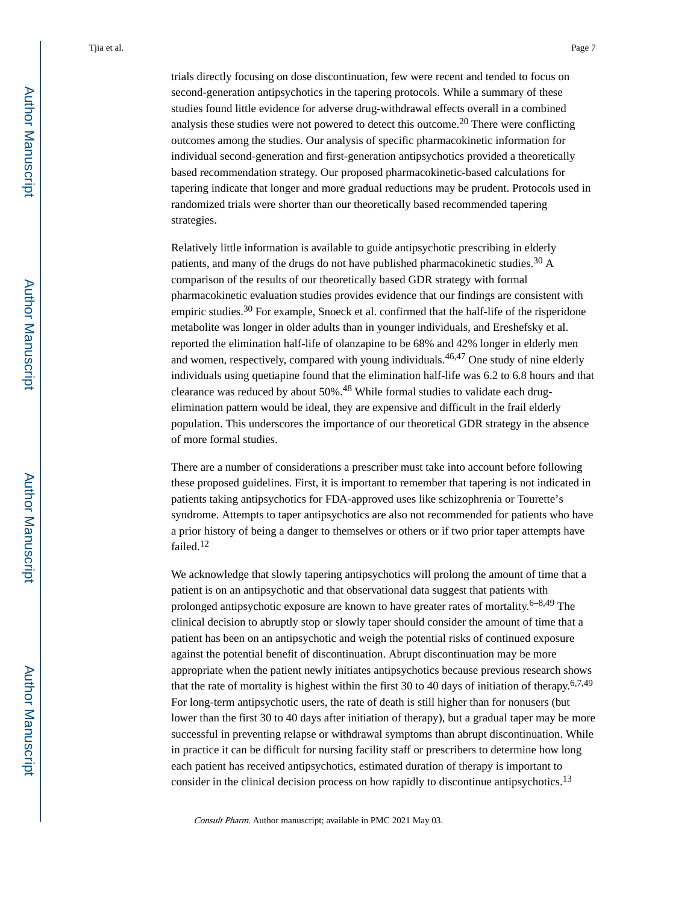trials directly focusing on dose discontinuation, few were recent and tended to focus on second-generation antipsychotics in the tapering protocols. While a summary of these studies found little evidence for adverse drug-withdrawal effects overall in a combined analysis these studies were not powered to detect this outcome.[20] There were conflicting outcomes among the studies. Our analysis of specific pharmacokinetic information for individual second-generation and first-generation antipsychotics provided a theoretically based recommendation strategy. Our proposed pharmacokinetic-based calculations for tapering indicate that longer and more gradual reductions may be prudent. Protocols used in randomized trials were shorter than our theoretically based recommended tapering strategies.

Relatively little information is available to guide antipsychotic prescribing in elderly patients, and many of the drugs do not have published pharmacokinetic studies.[30] A comparison of the results of our theoretically based GDR strategy with formal pharmacokinetic evaluation studies provides evidence that our findings are consistent with empiric studies.[30] For example, Snoeck et al. confirmed that the half-life of the risperidone metabolite was longer in older adults than in younger individuals, and Ereshefsky et al. reported the elimination half-life of olanzapine to be 68% and 42% longer in elderly men and women, respectively, compared with young individuals.[46,47] One study of nine elderly individuals using quetiapine found that the elimination half-life was 6.2 to 6.8 hours and that clearance was reduced by about 50%.[48] While formal studies to validate each drug-elimination pattern would be ideal, they are expensive and difficult in the frail elderly population. This underscores the importance of our theoretical GDR strategy in the absence of more formal studies.

There are a number of considerations a prescriber must take into account before following these proposed guidelines. First, it is important to remember that tapering is not indicated in patients taking antipsychotics for FDA-approved uses like schizophrenia or Tourette's syndrome. Attempts to taper antipsychotics are also not recommended for patients who have a prior history of being a danger to themselves or others or if two prior taper attempts have failed.[12]

We acknowledge that slowly tapering antipsychotics will prolong the amount of time that a patient is on an antipsychotic and that observational data suggest that patients with prolonged antipsychotic exposure are known to have greater rates of mortality.[6–8,49] The clinical decision to abruptly stop or slowly taper should consider the amount of time that a patient has been on an antipsychotic and weigh the potential risks of continued exposure against the potential benefit of discontinuation. Abrupt discontinuation may be more appropriate when the patient newly initiates antipsychotics because previous research shows that the rate of mortality is highest within the first 30 to 40 days of initiation of therapy.[6,7,49] For long-term antipsychotic users, the rate of death is still higher than for nonusers (but lower than the first 30 to 40 days after initiation of therapy), but a gradual taper may be more successful in preventing relapse or withdrawal symptoms than abrupt discontinuation. While in practice it can be difficult for nursing facility staff or prescribers to determine how long each patient has received antipsychotics, estimated duration of therapy is important to consider in the clinical decision process on how rapidly to discontinue antipsychotics.[13]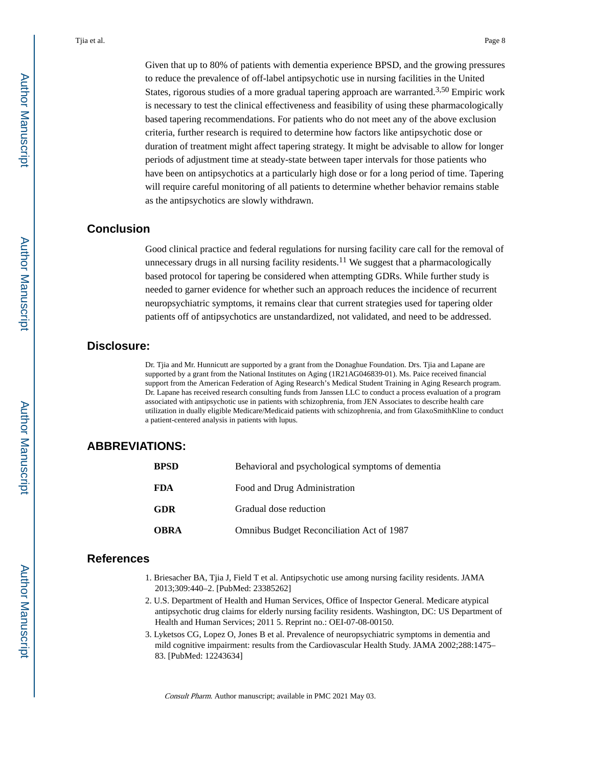Given that up to 80% of patients with dementia experience BPSD, and the growing pressures to reduce the prevalence of off-label antipsychotic use in nursing facilities in the United States, rigorous studies of a more gradual tapering approach are warranted.[3,50] Empiric work is necessary to test the clinical effectiveness and feasibility of using these pharmacologically based tapering recommendations. For patients who do not meet any of the above exclusion criteria, further research is required to determine how factors like antipsychotic dose or duration of treatment might affect tapering strategy. It might be advisable to allow for longer periods of adjustment time at steady-state between taper intervals for those patients who have been on antipsychotics at a particularly high dose or for a long period of time. Tapering will require careful monitoring of all patients to determine whether behavior remains stable as the antipsychotics are slowly withdrawn.

## Conclusion

Good clinical practice and federal regulations for nursing facility care call for the removal of unnecessary drugs in all nursing facility residents.[11] We suggest that a pharmacologically based protocol for tapering be considered when attempting GDRs. While further study is needed to garner evidence for whether such an approach reduces the incidence of recurrent neuropsychiatric symptoms, it remains clear that current strategies used for tapering older patients off of antipsychotics are unstandardized, not validated, and need to be addressed.

## Disclosure:

Dr. Tjia and Mr. Hunnicutt are supported by a grant from the Donaghue Foundation. Drs. Tjia and Lapane are supported by a grant from the National Institutes on Aging (1R21AG046839-01). Ms. Paice received financial support from the American Federation of Aging Research's Medical Student Training in Aging Research program. Dr. Lapane has received research consulting funds from Janssen LLC to conduct a process evaluation of a program associated with antipsychotic use in patients with schizophrenia, from JEN Associates to describe health care utilization in dually eligible Medicare/Medicaid patients with schizophrenia, and from GlaxoSmithKline to conduct a patient-centered analysis in patients with lupus.

## ABBREVIATIONS:

| | |
|---|---|
| **BPSD** | Behavioral and psychological symptoms of dementia |
| **FDA** | Food and Drug Administration |
| **GDR** | Gradual dose reduction |
| **OBRA** | Omnibus Budget Reconciliation Act of 1987 |

## References

1. Briesacher BA, Tjia J, Field T et al. Antipsychotic use among nursing facility residents. JAMA 2013;309:440–2. [PubMed: 23385262]
2. U.S. Department of Health and Human Services, Office of Inspector General. Medicare atypical antipsychotic drug claims for elderly nursing facility residents. Washington, DC: US Department of Health and Human Services; 2011 5. Reprint no.: OEI-07-08-00150.
3. Lyketsos CG, Lopez O, Jones B et al. Prevalence of neuropsychiatric symptoms in dementia and mild cognitive impairment: results from the Cardiovascular Health Study. JAMA 2002;288:1475–83. [PubMed: 12243634]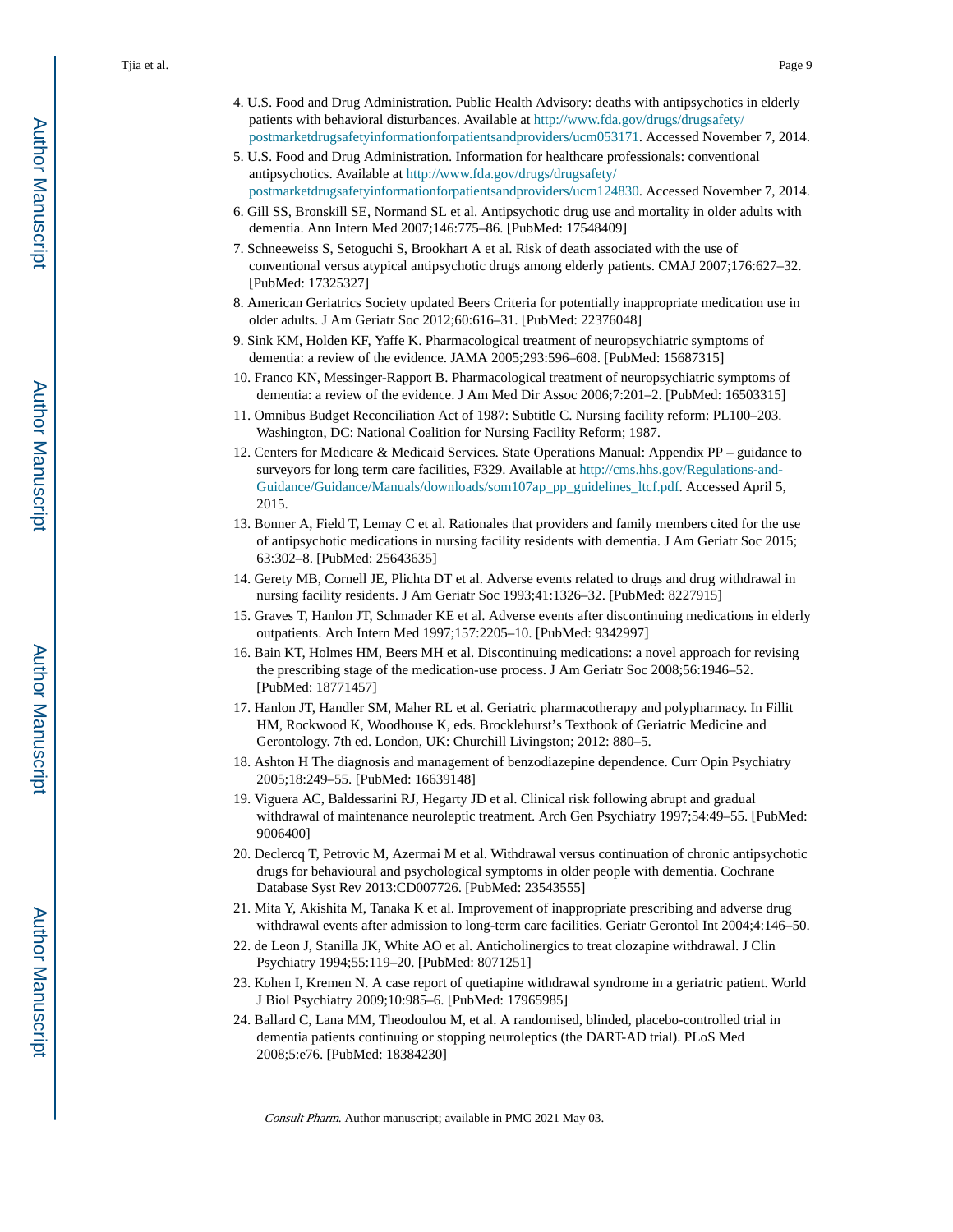4. U.S. Food and Drug Administration. Public Health Advisory: deaths with antipsychotics in elderly patients with behavioral disturbances. Available at http://www.fda.gov/drugs/drugsafety/postmarketdrugsafetyinformationforpatientsandproviders/ucm053171. Accessed November 7, 2014.
5. U.S. Food and Drug Administration. Information for healthcare professionals: conventional antipsychotics. Available at http://www.fda.gov/drugs/drugsafety/postmarketdrugsafetyinformationforpatientsandproviders/ucm124830. Accessed November 7, 2014.
6. Gill SS, Bronskill SE, Normand SL et al. Antipsychotic drug use and mortality in older adults with dementia. Ann Intern Med 2007;146:775–86. [PubMed: 17548409]
7. Schneeweiss S, Setoguchi S, Brookhart A et al. Risk of death associated with the use of conventional versus atypical antipsychotic drugs among elderly patients. CMAJ 2007;176:627–32. [PubMed: 17325327]
8. American Geriatrics Society updated Beers Criteria for potentially inappropriate medication use in older adults. J Am Geriatr Soc 2012;60:616–31. [PubMed: 22376048]
9. Sink KM, Holden KF, Yaffe K. Pharmacological treatment of neuropsychiatric symptoms of dementia: a review of the evidence. JAMA 2005;293:596–608. [PubMed: 15687315]
10. Franco KN, Messinger-Rapport B. Pharmacological treatment of neuropsychiatric symptoms of dementia: a review of the evidence. J Am Med Dir Assoc 2006;7:201–2. [PubMed: 16503315]
11. Omnibus Budget Reconciliation Act of 1987: Subtitle C. Nursing facility reform: PL100–203. Washington, DC: National Coalition for Nursing Facility Reform; 1987.
12. Centers for Medicare & Medicaid Services. State Operations Manual: Appendix PP – guidance to surveyors for long term care facilities, F329. Available at http://cms.hhs.gov/Regulations-and-Guidance/Guidance/Manuals/downloads/som107ap_pp_guidelines_ltcf.pdf. Accessed April 5, 2015.
13. Bonner A, Field T, Lemay C et al. Rationales that providers and family members cited for the use of antipsychotic medications in nursing facility residents with dementia. J Am Geriatr Soc 2015; 63:302–8. [PubMed: 25643635]
14. Gerety MB, Cornell JE, Plichta DT et al. Adverse events related to drugs and drug withdrawal in nursing facility residents. J Am Geriatr Soc 1993;41:1326–32. [PubMed: 8227915]
15. Graves T, Hanlon JT, Schmader KE et al. Adverse events after discontinuing medications in elderly outpatients. Arch Intern Med 1997;157:2205–10. [PubMed: 9342997]
16. Bain KT, Holmes HM, Beers MH et al. Discontinuing medications: a novel approach for revising the prescribing stage of the medication-use process. J Am Geriatr Soc 2008;56:1946–52. [PubMed: 18771457]
17. Hanlon JT, Handler SM, Maher RL et al. Geriatric pharmacotherapy and polypharmacy. In Fillit HM, Rockwood K, Woodhouse K, eds. Brocklehurst's Textbook of Geriatric Medicine and Gerontology. 7th ed. London, UK: Churchill Livingston; 2012: 880–5.
18. Ashton H The diagnosis and management of benzodiazepine dependence. Curr Opin Psychiatry 2005;18:249–55. [PubMed: 16639148]
19. Viguera AC, Baldessarini RJ, Hegarty JD et al. Clinical risk following abrupt and gradual withdrawal of maintenance neuroleptic treatment. Arch Gen Psychiatry 1997;54:49–55. [PubMed: 9006400]
20. Declercq T, Petrovic M, Azermai M et al. Withdrawal versus continuation of chronic antipsychotic drugs for behavioural and psychological symptoms in older people with dementia. Cochrane Database Syst Rev 2013:CD007726. [PubMed: 23543555]
21. Mita Y, Akishita M, Tanaka K et al. Improvement of inappropriate prescribing and adverse drug withdrawal events after admission to long-term care facilities. Geriatr Gerontol Int 2004;4:146–50.
22. de Leon J, Stanilla JK, White AO et al. Anticholinergics to treat clozapine withdrawal. J Clin Psychiatry 1994;55:119–20. [PubMed: 8071251]
23. Kohen I, Kremen N. A case report of quetiapine withdrawal syndrome in a geriatric patient. World J Biol Psychiatry 2009;10:985–6. [PubMed: 17965985]
24. Ballard C, Lana MM, Theodoulou M, et al. A randomised, blinded, placebo-controlled trial in dementia patients continuing or stopping neuroleptics (the DART-AD trial). PLoS Med 2008;5:e76. [PubMed: 18384230]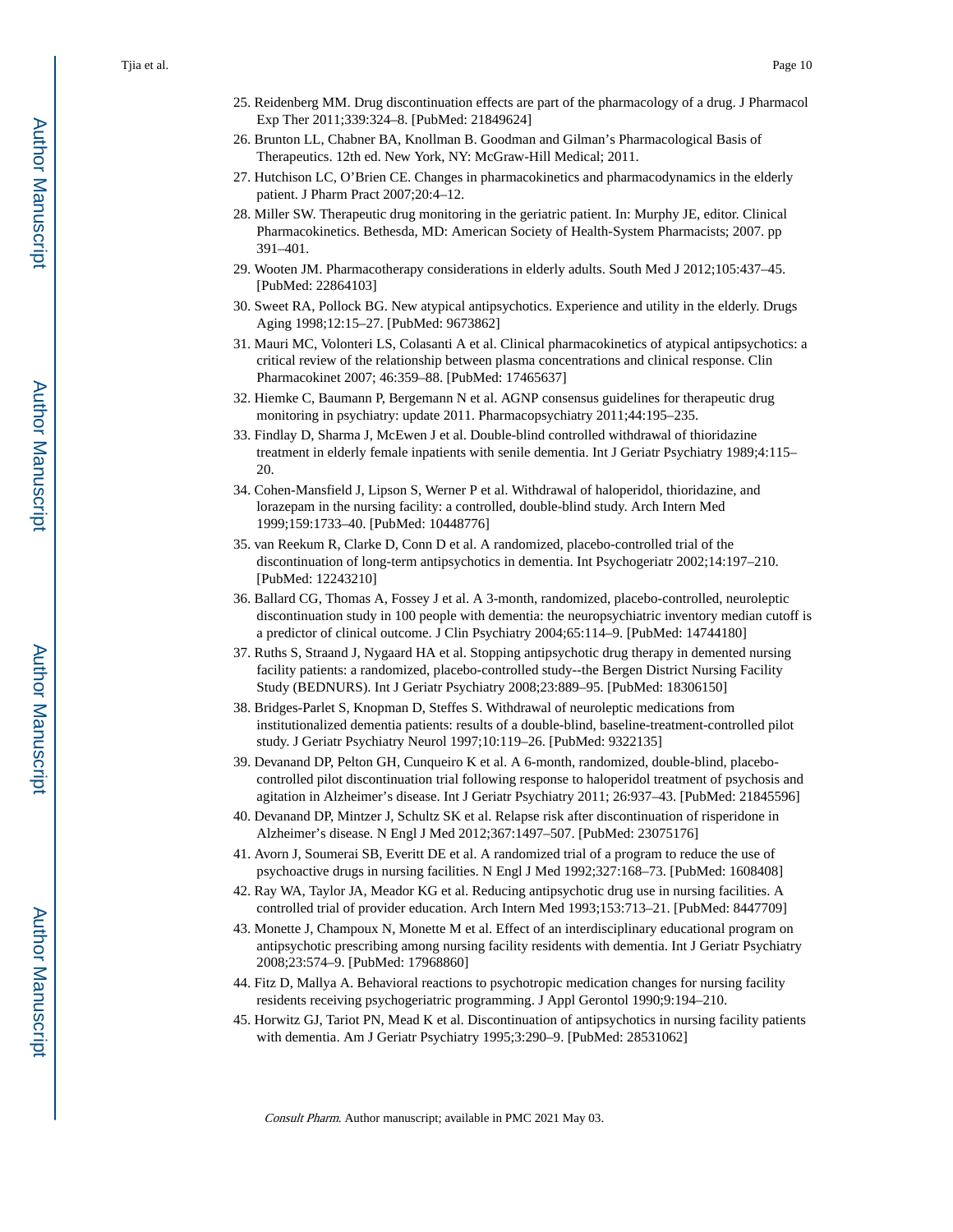25. Reidenberg MM. Drug discontinuation effects are part of the pharmacology of a drug. J Pharmacol Exp Ther 2011;339:324–8. [PubMed: 21849624]
26. Brunton LL, Chabner BA, Knollman B. Goodman and Gilman's Pharmacological Basis of Therapeutics. 12th ed. New York, NY: McGraw-Hill Medical; 2011.
27. Hutchison LC, O'Brien CE. Changes in pharmacokinetics and pharmacodynamics in the elderly patient. J Pharm Pract 2007;20:4–12.
28. Miller SW. Therapeutic drug monitoring in the geriatric patient. In: Murphy JE, editor. Clinical Pharmacokinetics. Bethesda, MD: American Society of Health-System Pharmacists; 2007. pp 391–401.
29. Wooten JM. Pharmacotherapy considerations in elderly adults. South Med J 2012;105:437–45. [PubMed: 22864103]
30. Sweet RA, Pollock BG. New atypical antipsychotics. Experience and utility in the elderly. Drugs Aging 1998;12:15–27. [PubMed: 9673862]
31. Mauri MC, Volonteri LS, Colasanti A et al. Clinical pharmacokinetics of atypical antipsychotics: a critical review of the relationship between plasma concentrations and clinical response. Clin Pharmacokinet 2007; 46:359–88. [PubMed: 17465637]
32. Hiemke C, Baumann P, Bergemann N et al. AGNP consensus guidelines for therapeutic drug monitoring in psychiatry: update 2011. Pharmacopsychiatry 2011;44:195–235.
33. Findlay D, Sharma J, McEwen J et al. Double-blind controlled withdrawal of thioridazine treatment in elderly female inpatients with senile dementia. Int J Geriatr Psychiatry 1989;4:115–20.
34. Cohen-Mansfield J, Lipson S, Werner P et al. Withdrawal of haloperidol, thioridazine, and lorazepam in the nursing facility: a controlled, double-blind study. Arch Intern Med 1999;159:1733–40. [PubMed: 10448776]
35. van Reekum R, Clarke D, Conn D et al. A randomized, placebo-controlled trial of the discontinuation of long-term antipsychotics in dementia. Int Psychogeriatr 2002;14:197–210. [PubMed: 12243210]
36. Ballard CG, Thomas A, Fossey J et al. A 3-month, randomized, placebo-controlled, neuroleptic discontinuation study in 100 people with dementia: the neuropsychiatric inventory median cutoff is a predictor of clinical outcome. J Clin Psychiatry 2004;65:114–9. [PubMed: 14744180]
37. Ruths S, Straand J, Nygaard HA et al. Stopping antipsychotic drug therapy in demented nursing facility patients: a randomized, placebo-controlled study--the Bergen District Nursing Facility Study (BEDNURS). Int J Geriatr Psychiatry 2008;23:889–95. [PubMed: 18306150]
38. Bridges-Parlet S, Knopman D, Steffes S. Withdrawal of neuroleptic medications from institutionalized dementia patients: results of a double-blind, baseline-treatment-controlled pilot study. J Geriatr Psychiatry Neurol 1997;10:119–26. [PubMed: 9322135]
39. Devanand DP, Pelton GH, Cunqueiro K et al. A 6-month, randomized, double-blind, placebo-controlled pilot discontinuation trial following response to haloperidol treatment of psychosis and agitation in Alzheimer's disease. Int J Geriatr Psychiatry 2011; 26:937–43. [PubMed: 21845596]
40. Devanand DP, Mintzer J, Schultz SK et al. Relapse risk after discontinuation of risperidone in Alzheimer's disease. N Engl J Med 2012;367:1497–507. [PubMed: 23075176]
41. Avorn J, Soumerai SB, Everitt DE et al. A randomized trial of a program to reduce the use of psychoactive drugs in nursing facilities. N Engl J Med 1992;327:168–73. [PubMed: 1608408]
42. Ray WA, Taylor JA, Meador KG et al. Reducing antipsychotic drug use in nursing facilities. A controlled trial of provider education. Arch Intern Med 1993;153:713–21. [PubMed: 8447709]
43. Monette J, Champoux N, Monette M et al. Effect of an interdisciplinary educational program on antipsychotic prescribing among nursing facility residents with dementia. Int J Geriatr Psychiatry 2008;23:574–9. [PubMed: 17968860]
44. Fitz D, Mallya A. Behavioral reactions to psychotropic medication changes for nursing facility residents receiving psychogeriatric programming. J Appl Gerontol 1990;9:194–210.
45. Horwitz GJ, Tariot PN, Mead K et al. Discontinuation of antipsychotics in nursing facility patients with dementia. Am J Geriatr Psychiatry 1995;3:290–9. [PubMed: 28531062]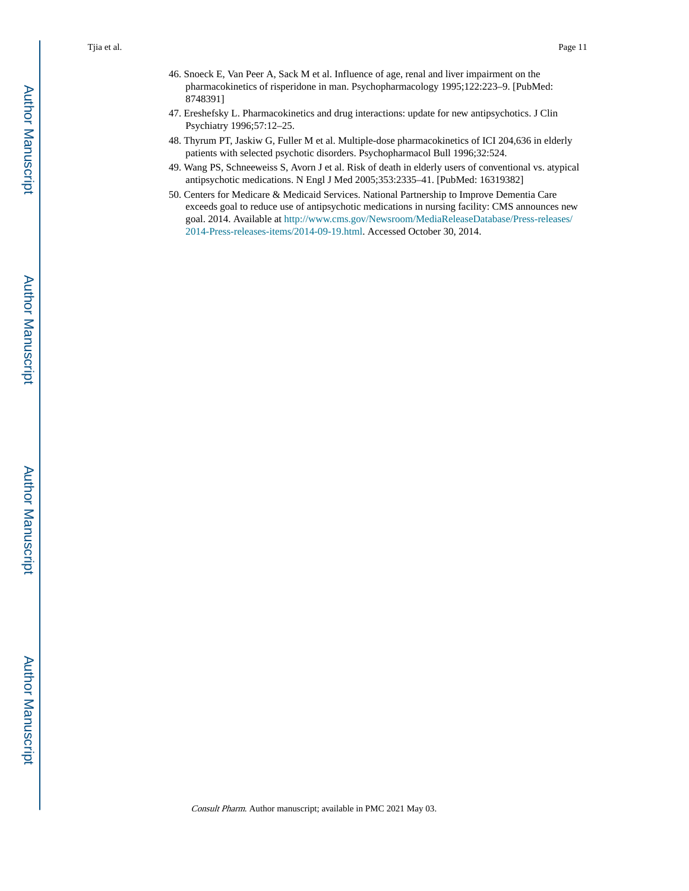46. Snoeck E, Van Peer A, Sack M et al. Influence of age, renal and liver impairment on the pharmacokinetics of risperidone in man. Psychopharmacology 1995;122:223–9. [PubMed: 8748391]
47. Ereshefsky L. Pharmacokinetics and drug interactions: update for new antipsychotics. J Clin Psychiatry 1996;57:12–25.
48. Thyrum PT, Jaskiw G, Fuller M et al. Multiple-dose pharmacokinetics of ICI 204,636 in elderly patients with selected psychotic disorders. Psychopharmacol Bull 1996;32:524.
49. Wang PS, Schneeweiss S, Avorn J et al. Risk of death in elderly users of conventional vs. atypical antipsychotic medications. N Engl J Med 2005;353:2335–41. [PubMed: 16319382]
50. Centers for Medicare & Medicaid Services. National Partnership to Improve Dementia Care exceeds goal to reduce use of antipsychotic medications in nursing facility: CMS announces new goal. 2014. Available at http://www.cms.gov/Newsroom/MediaReleaseDatabase/Press-releases/2014-Press-releases-items/2014-09-19.html. Accessed October 30, 2014.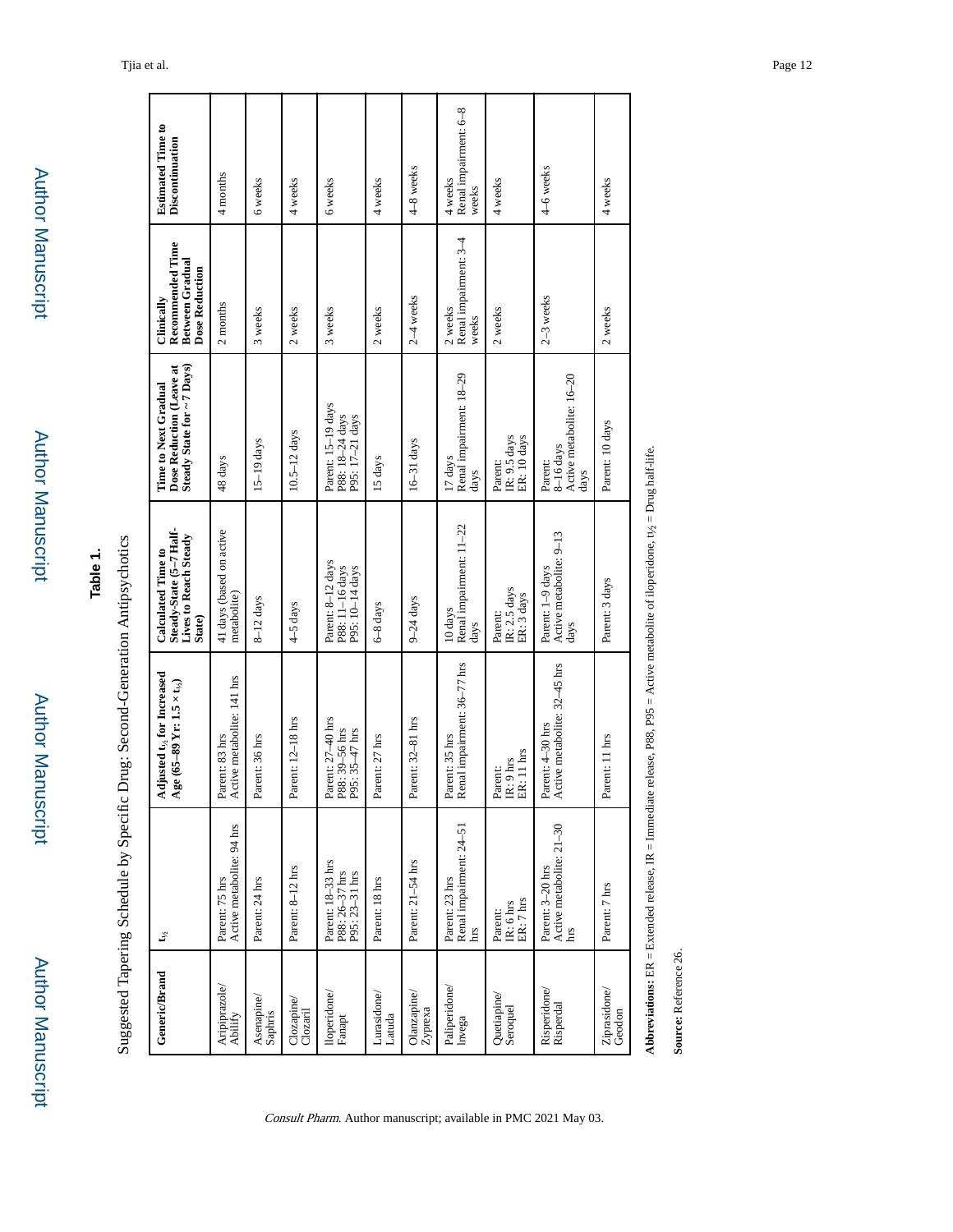**Table 1.**

Suggested Tapering Schedule by Specific Drug: Second-Generation Antipsychotics

| Generic/Brand | $t_{½}$ | Adjusted $t_{½}$ for Increased Age (65–89 Yr: 1.5 × $t_{½}$) | Calculated Time to Steady-State (5–7 Half-Lives to Reach Steady State) | Time to Next Gradual Dose Reduction (Leave at Steady State for ~7 Days) | Clinically Recommended Time Between Gradual Dose Reduction | Estimated Time to Discontinuation |
|---|---|---|---|---|---|---|
| Aripiprazole/ Abilify | Parent: 75 hrs<br>Active metabolite: 94 hrs | Parent: 83 hrs<br>Active metabolite: 141 hrs | 41 days (based on active metabolite) | 48 days | 2 months | 4 months |
| Asenapine/ Saphris | Parent: 24 hrs | Parent: 36 hrs | 8–12 days | 15–19 days | 3 weeks | 6 weeks |
| Clozapine/ Clozaril | Parent: 8–12 hrs | Parent: 12–18 hrs | 4–5 days | 10.5–12 days | 2 weeks | 4 weeks |
| Iloperidone/ Fanapt | Parent: 18–33 hrs<br>P88: 26–37 hrs<br>P95: 23–31 hrs | Parent: 27–40 hrs<br>P88: 39–56 hrs<br>P95: 35–47 hrs | Parent: 8–12 days<br>P88: 11–16 days<br>P95: 10–14 days | Parent: 15–19 days<br>P88: 18–24 days<br>P95: 17–21 days | 3 weeks | 6 weeks |
| Lurasidone/ Latuda | Parent: 18 hrs | Parent: 27 hrs | 6–8 days | 15 days | 2 weeks | 4 weeks |
| Olanzapine/ Zyprexa | Parent: 21–54 hrs | Parent: 32–81 hrs | 9–24 days | 16–31 days | 2–4 weeks | 4–8 weeks |
| Paliperidone/ Invega | Parent: 23 hrs<br>Renal impairment: 24–51 hrs | Parent: 35 hrs<br>Renal impairment: 36–77 hrs | 10 days<br>Renal impairment: 11–22 days | 17 days<br>Renal impairment: 18–29 days | 2 weeks<br>Renal impairment: 3–4 weeks | 4 weeks<br>Renal impairment: 6–8 weeks |
| Quetiapine/ Seroquel | Parent:<br>IR: 6 hrs<br>ER: 7 hrs | Parent:<br>IR: 9 hrs<br>ER: 11 hrs | Parent:<br>IR: 2.5 days<br>ER: 3 days | Parent:<br>IR: 9.5 days<br>ER: 10 days | 2 weeks | 4 weeks |
| Risperidone/ Risperdal | Parent: 3–20 hrs<br>Active metabolite: 21–30 hrs | Parent: 4–30 hrs<br>Active metabolite: 32–45 hrs | Parent: 1–9 days<br>Active metabolite: 9–13 days | Parent:<br>8–16 days<br>Active metabolite: 16–20 days | 2–3 weeks | 4–6 weeks |
| Ziprasidone/ Geodon | Parent: 7 hrs | Parent: 11 hrs | Parent: 3 days | Parent: 10 days | 2 weeks | 4 weeks |

**Abbreviations:** ER = Extended release, IR = Immediate release, P88, P95 = Active metabolite of iloperidone, $t_{½}$ = Drug half-life.

**Source:** Reference 26.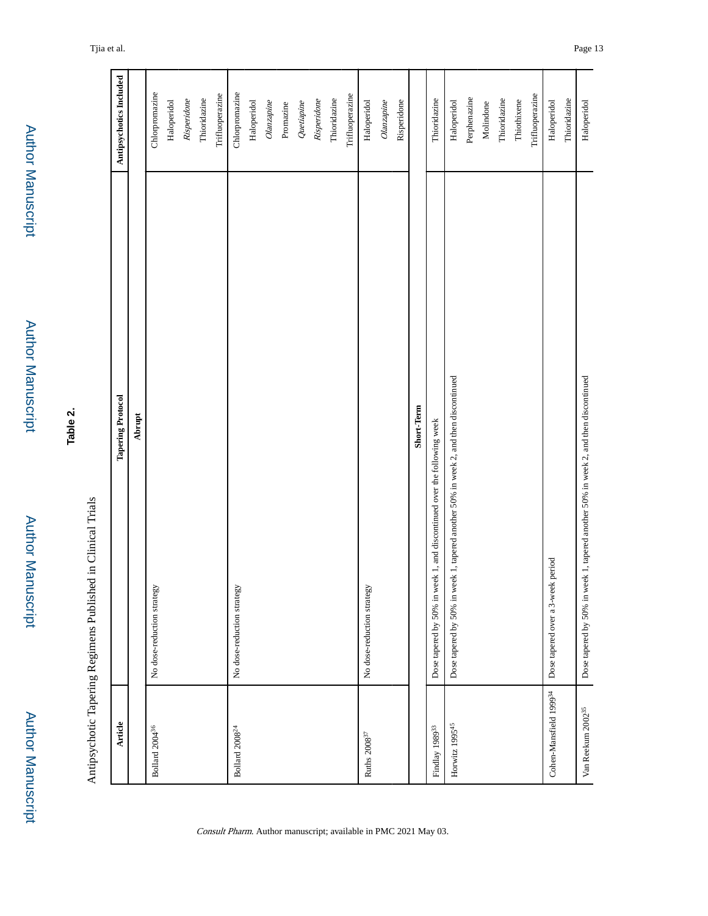**Table 2.**

Antipsychotic Tapering Regimens Published in Clinical Trials

| Article | Tapering Protocol | Antipsychotics Included |
|---|---|---|
| | **Abrupt** | |
| Bollard 2004[36] | No dose-reduction strategy | Chlorpromazine<br>Haloperidol<br>*Risperidone*<br>Thioridazine<br>Trifluoperazine |
| Bollard 2008[24] | No dose-reduction strategy | Chlorpromazine<br>Haloperidol<br>*Olanzapine*<br>Promazine<br>*Quetiapine*<br>*Risperidone*<br>Thioridazine<br>Trifluoperazine |
| Ruths 2008[37] | No dose-reduction strategy | Haloperidol<br>*Olanzapine*<br>Risperidone |
| | **Short-Term** | |
| Findlay 1989[33] | Dose tapered by 50% in week 1, and discontinued over the following week | Thioridazine |
| Horwitz 1995[45] | Dose tapered by 50% in week 1, tapered another 50% in week 2, and then discontinued | Haloperidol<br>Perphenazine<br>Molindone<br>Thioridazine<br>Thiothixene<br>Trifluoperazine |
| Cohen-Mansfield 1999[34] | Dose tapered over a 3-week period | Haloperidol<br>Thioridazine |
| Van Reekum 2002[35] | Dose tapered by 50% in week 1, tapered another 50% in week 2, and then discontinued | Haloperidol |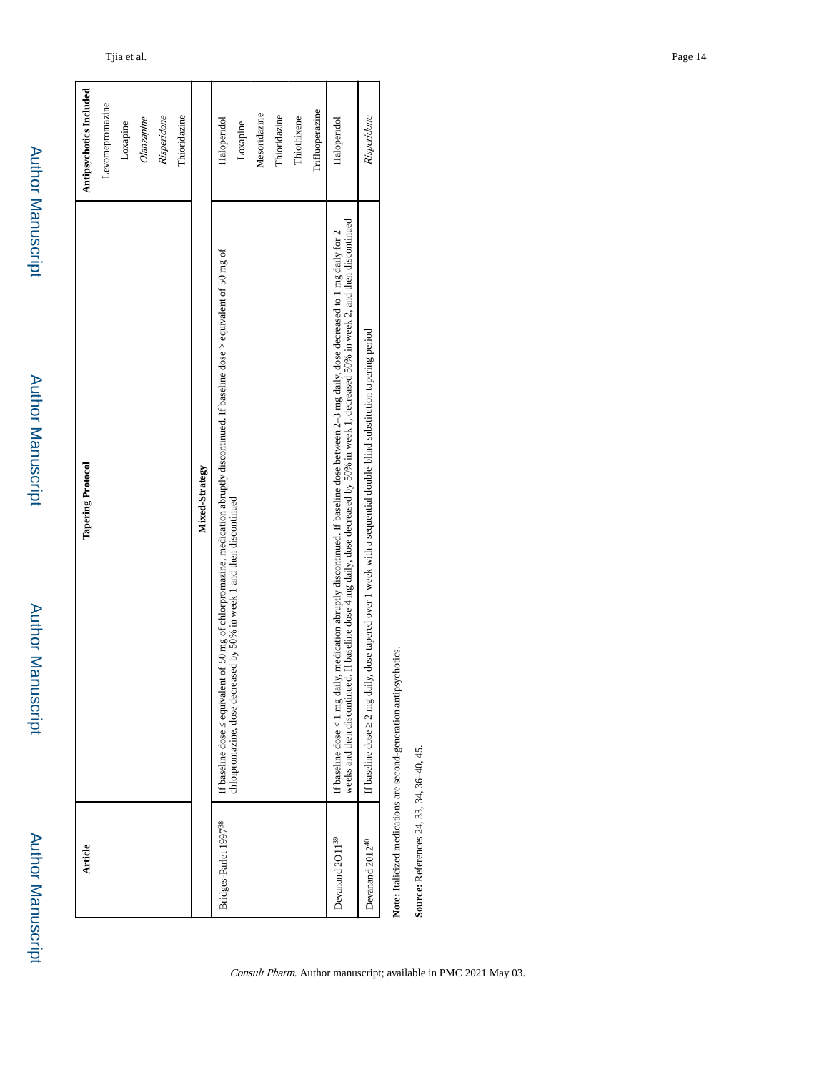| Article | Tapering Protocol | Antipsychotics Included |
|---|---|---|
| | | Levomepromazine<br>Loxapine<br>*Olanzapine*<br>*Risperidone*<br>Thioridazine |
| | **Mixed-Strategy** | |
| Bridges-Parlet 1997[38] | If baseline dose ≤ equivalent of 50 mg of chlorpromazine, medication abruptly discontinued. If baseline dose > equivalent of 50 mg of chlorpromazine, dose decreased by 50% in week 1 and then discontinued | Haloperidol<br>Loxapine<br>Mesoridazine<br>Thioridazine<br>Thiothixene<br>Trifluoperazine |
| Devanand 2011[39] | If baseline dose < 1 mg daily, medication abruptly discontinued. If baseline dose between 2–3 mg daily, dose decreased to 1 mg daily for 2 weeks and then discontinued. If baseline dose 4 mg daily, dose decreased by 50% in week 1, decreased 50% in week 2, and then discontinued | Haloperidol |
| Devanand 2012[40] | If baseline dose ≥ 2 mg daily, dose tapered over 1 week with a sequential double-blind substitution tapering period | *Risperidone* |

**Note:** Italicized medications are second-generation antipsychotics.

**Source:** References 24, 33, 34, 36–40, 45.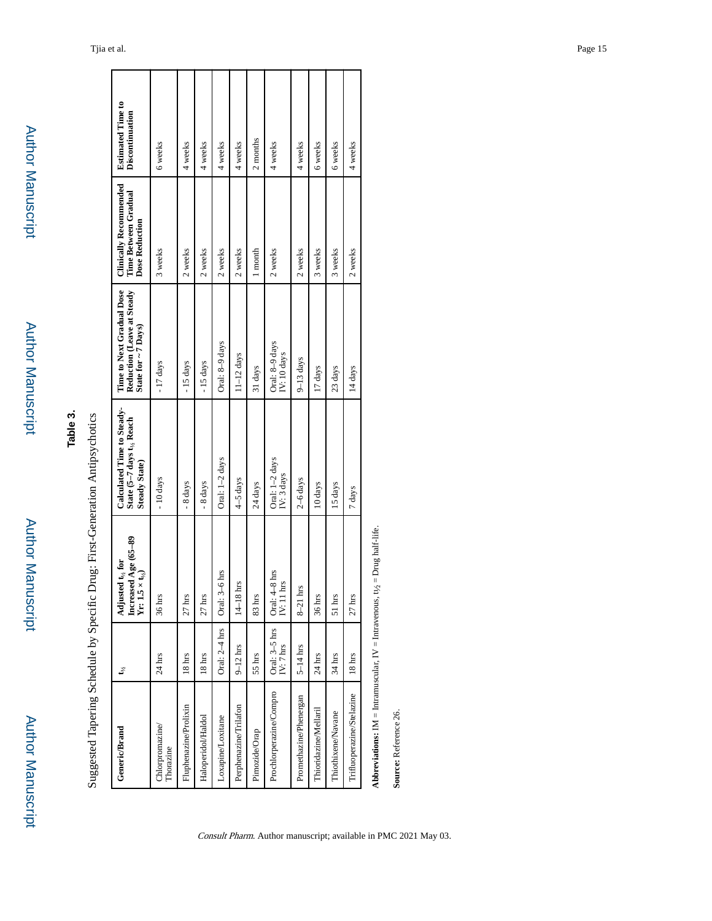**Table 3.**

Suggested Tapering Schedule by Specific Drug: First-Generation Antipsychotics

| Generic/Brand | $t_{½}$ | Adjusted $t_{½}$ for Increased Age (65–89 Yr: 1.5 × $t_{½}$) | Calculated Time to Steady-State (5–7 days $t_{½}$ Reach Steady State) | Time to Next Gradual Dose Reduction (Leave at Steady State for ~7 Days) | Clinically Recommended Time Between Gradual Dose Reduction | Estimated Time to Discontinuation |
|---|---|---|---|---|---|---|
| Chlorpromazine/ Thorazine | 24 hrs | 36 hrs | - 10 days | - 17 days | 3 weeks | 6 weeks |
| Fluphenazine/Prolixin | 18 hrs | 27 hrs | - 8 days | - 15 days | 2 weeks | 4 weeks |
| Haloperidol/Haldol | 18 hrs | 27 hrs | - 8 days | - 15 days | 2 weeks | 4 weeks |
| Loxapine/Loxitane | Oral: 2–4 hrs | Oral: 3–6 hrs | Oral: 1–2 days | Oral: 8–9 days | 2 weeks | 4 weeks |
| Perphenazine/Trilafon | 9–12 hrs | 14–18 hrs | 4–5 days | 11–12 days | 2 weeks | 4 weeks |
| Pimozide/Orap | 55 hrs | 83 hrs | 24 days | 31 days | 1 month | 2 months |
| Prochlorperazine/Compro | Oral: 3–5 hrs IV: 7 hrs | Oral: 4–8 hrs IV: 11 hrs | Oral: 1–2 days IV: 3 days | Oral: 8–9 days IV: 10 days | 2 weeks | 4 weeks |
| Promethazine/Phenergan | 5–14 hrs | 8–21 hrs | 2–6 days | 9–13 days | 2 weeks | 4 weeks |
| Thioridazine/Mellaril | 24 hrs | 36 hrs | 10 days | 17 days | 3 weeks | 6 weeks |
| Thiothixene/Navane | 34 hrs | 51 hrs | 15 days | 23 days | 3 weeks | 6 weeks |
| Trifluoperazine/Stelazine | 18 hrs | 27 hrs | 7 days | 14 days | 2 weeks | 4 weeks |

**Abbreviations:** IM = Intramuscular, IV = Intravenous, $t_{½}$ = Drug half-life.

**Source:** Reference 26.